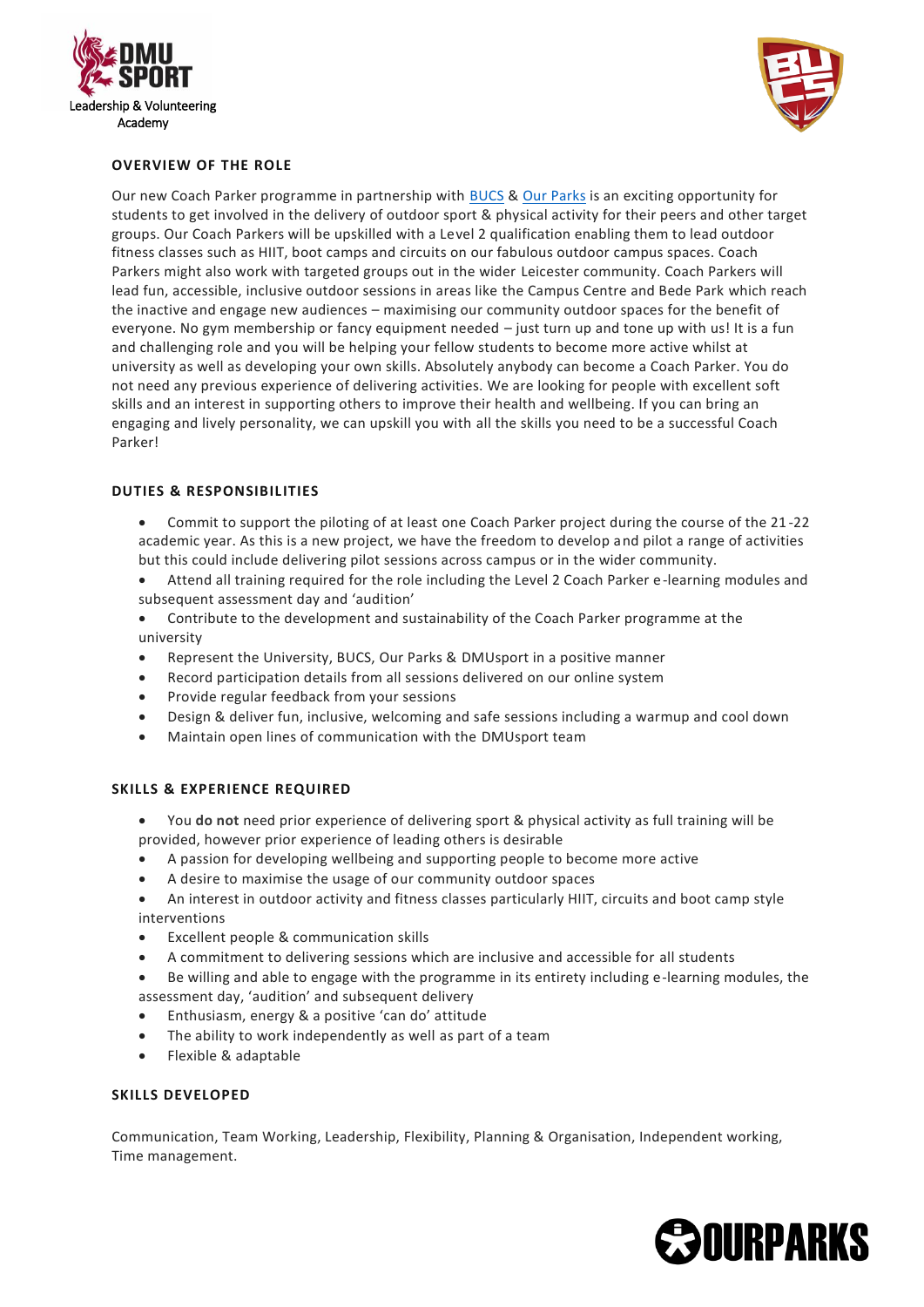Leadership & Volunteering Academy

## OVERVIEW OF THE ROLE

Our new Coach Parker programme in partnership with BUCS & Our Parks is an exciting opportunity for students to get involved in the delivery of outdoor sport & physical activity for their peers and other target groups. Our Coach Parkers will be upskilled with a Level 2 qualification enabling them to lead outdoor fitness classes such as HIIT, boot camps and circuits on our fabulous outdoor campus spaces. Coach Parkers might also work with targeted groups out in the wider Leicester community. Coach Parkers will lead fun, accessible, inclusive outdoor sessions in areas like the Campus Centre and Bede Park which reach the inactive and engage new audiences – maximising our community outdoor spaces for the benefit of everyone. No gym membership or fancy equipment needed – just turn up and tone up with us! It is a fun and challenging role and you will be helping your fellow students to become more active whilst at university as well as developing your own skills. Absolutely anybody can become a Coach Parker. You do not need any previous experience of delivering activities. We are looking for people with excellent soft skills and an interest in supporting others to improve their health and wellbeing. If you can bring an engaging and lively personality, we can upskill you with all the skills you need to be a successful Coach Parker!

## DUTIES & RESPONSIBILITIES

- Commit to support the piloting of at least one Coach Parker project during the course of the 21-22 academic year. As this is a new project, we have the freedom to develop and pilot a range of activities but this could include delivering pilot sessions across campus or in the wider community.
- Attend all training required for the role including the Level 2 Coach Parker e-learning modules and subsequent assessment day and 'audition'
- Contribute to the development and sustainability of the Coach Parker programme at the university
- Represent the University, BUCS, Our Parks & DMUsport in a positive manner
- Record participation details from all sessions delivered on our online system
- Provide regular feedback from your sessions
- Design & deliver fun, inclusive, welcoming and safe sessions including a warmup and cool down
- Maintain open lines of communication with the DMUsport team

## SKILLS & EXPERIENCE REQUIRED

- You **do not** need prior experience of delivering sport & physical activity as full training will be provided, however prior experience of leading others is desirable
- A passion for developing wellbeing and supporting people to become more active
- A desire to maximise the usage of our community outdoor spaces
- An interest in outdoor activity and fitness classes particularly HIIT, circuits and boot camp style interventions
- Excellent people & communication skills
- A commitment to delivering sessions which are inclusive and accessible for all students
- Be willing and able to engage with the programme in its entirety including e-learning modules, the assessment day, 'audition' and subsequent delivery
- Enthusiasm, energy & a positive 'can do' attitude
- The ability to work independently as well as part of a team
- Flexible & adaptable

## SKILLS DEVELOPED

Communication, Team Working, Leadership, Flexibility, Planning & Organisation, Independent working, Time management.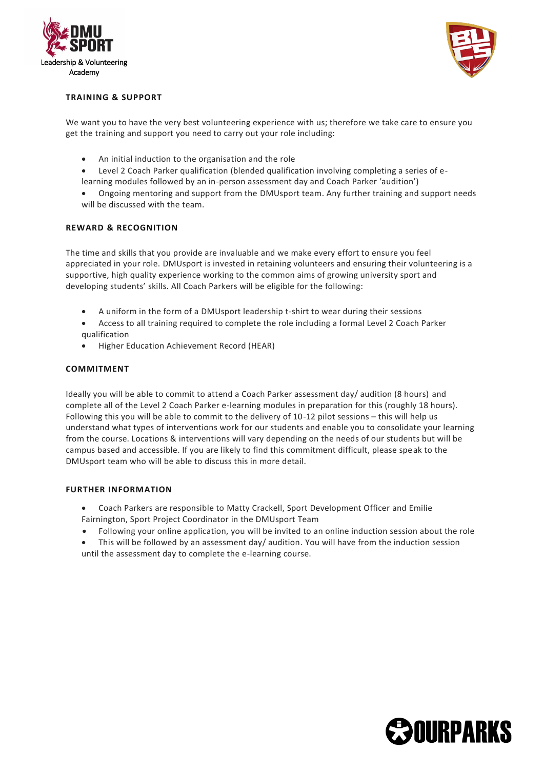## TRAINING & SUPPORT

We want you to have the very best volunteering experience with us; therefore we take care to ensure you get the training and support you need to carry out your role including:

- An initial induction to the organisation and the role
- Level 2 Coach Parker qualification (blended qualification involving completing a series of e-learning modules followed by an in-person assessment day and Coach Parker 'audition')
- Ongoing mentoring and support from the DMUsport team. Any further training and support needs will be discussed with the team.

## REWARD & RECOGNITION

The time and skills that you provide are invaluable and we make every effort to ensure you feel appreciated in your role. DMUsport is invested in retaining volunteers and ensuring their volunteering is a supportive, high quality experience working to the common aims of growing university sport and developing students' skills. All Coach Parkers will be eligible for the following:

- A uniform in the form of a DMUsport leadership t-shirt to wear during their sessions
- Access to all training required to complete the role including a formal Level 2 Coach Parker qualification
- Higher Education Achievement Record (HEAR)

## COMMITMENT

Ideally you will be able to commit to attend a Coach Parker assessment day/ audition (8 hours) and complete all of the Level 2 Coach Parker e-learning modules in preparation for this (roughly 18 hours). Following this you will be able to commit to the delivery of 10-12 pilot sessions – this will help us understand what types of interventions work for our students and enable you to consolidate your learning from the course. Locations & interventions will vary depending on the needs of our students but will be campus based and accessible. If you are likely to find this commitment difficult, please speak to the DMUsport team who will be able to discuss this in more detail.

## FURTHER INFORMATION

- Coach Parkers are responsible to Matty Crackell, Sport Development Officer and Emilie Fairnington, Sport Project Coordinator in the DMUsport Team
- Following your online application, you will be invited to an online induction session about the role
- This will be followed by an assessment day/ audition. You will have from the induction session until the assessment day to complete the e-learning course.